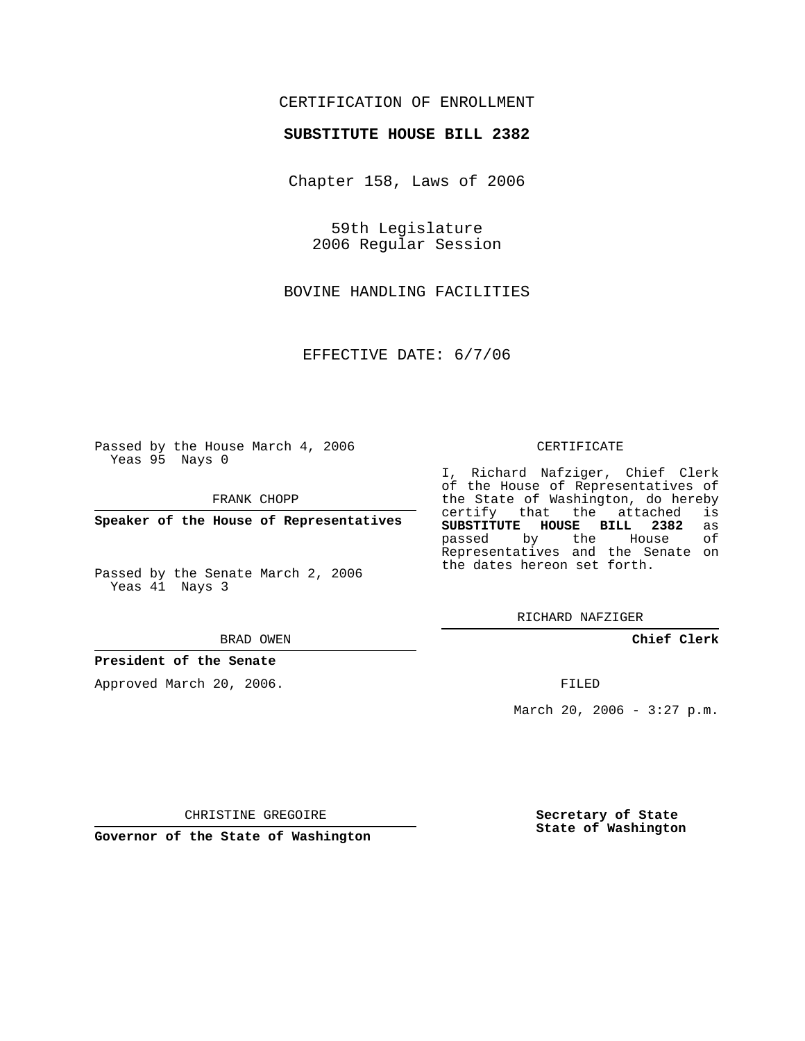CERTIFICATION OF ENROLLMENT

**SUBSTITUTE HOUSE BILL 2382**

Chapter 158, Laws of 2006

59th Legislature
2006 Regular Session

BOVINE HANDLING FACILITIES

EFFECTIVE DATE: 6/7/06

Passed by the House March 4, 2006
Yeas 95 Nays 0

FRANK CHOPP

**Speaker of the House of Representatives**

Passed by the Senate March 2, 2006
Yeas 41 Nays 3

BRAD OWEN

**President of the Senate**

Approved March 20, 2006.

CHRISTINE GREGOIRE

**Governor of the State of Washington**

CERTIFICATE

I, Richard Nafziger, Chief Clerk of the House of Representatives of the State of Washington, do hereby certify that the attached is **SUBSTITUTE HOUSE BILL 2382** as passed by the House of Representatives and the Senate on the dates hereon set forth.

RICHARD NAFZIGER

**Chief Clerk**

FILED

March 20, 2006 - 3:27 p.m.

**Secretary of State**
**State of Washington**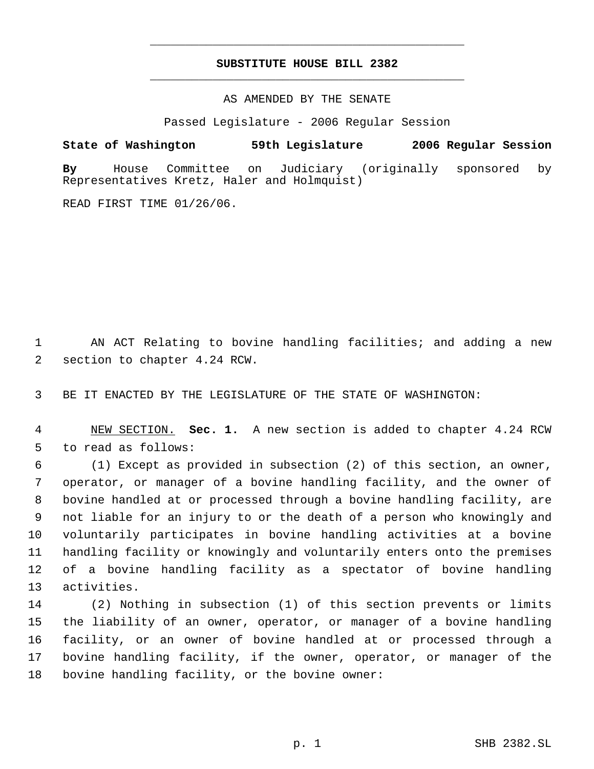# SUBSTITUTE HOUSE BILL 2382

AS AMENDED BY THE SENATE

Passed Legislature - 2006 Regular Session

**State of Washington 59th Legislature 2006 Regular Session**

**By** House Committee on Judiciary (originally sponsored by Representatives Kretz, Haler and Holmquist)

READ FIRST TIME 01/26/06.

1 AN ACT Relating to bovine handling facilities; and adding a new
2 section to chapter 4.24 RCW.

3 BE IT ENACTED BY THE LEGISLATURE OF THE STATE OF WASHINGTON:

4 NEW SECTION. **Sec. 1.** A new section is added to chapter 4.24 RCW
5 to read as follows:

6 (1) Except as provided in subsection (2) of this section, an owner,
7 operator, or manager of a bovine handling facility, and the owner of
8 bovine handled at or processed through a bovine handling facility, are
9 not liable for an injury to or the death of a person who knowingly and
10 voluntarily participates in bovine handling activities at a bovine
11 handling facility or knowingly and voluntarily enters onto the premises
12 of a bovine handling facility as a spectator of bovine handling
13 activities.

14 (2) Nothing in subsection (1) of this section prevents or limits
15 the liability of an owner, operator, or manager of a bovine handling
16 facility, or an owner of bovine handled at or processed through a
17 bovine handling facility, if the owner, operator, or manager of the
18 bovine handling facility, or the bovine owner: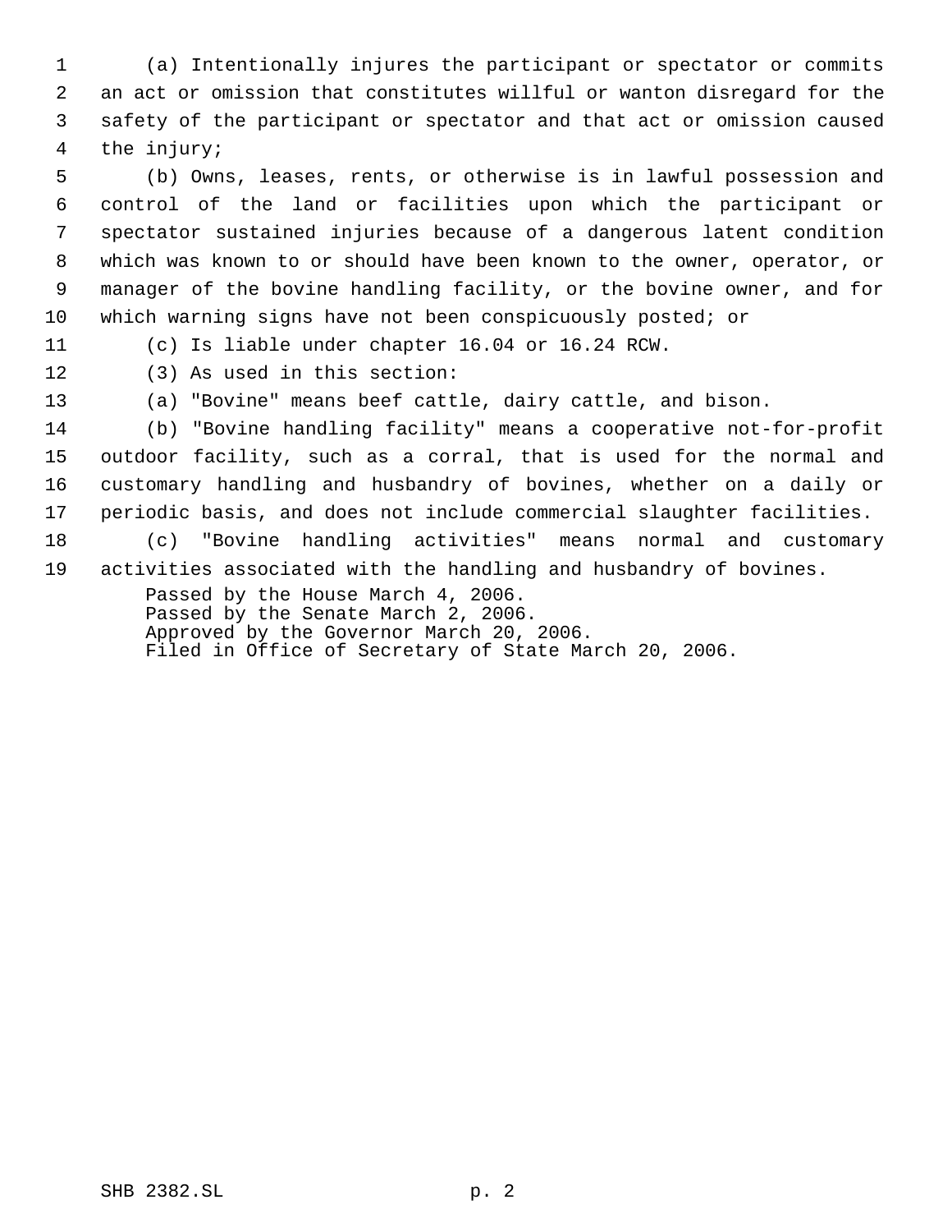(a) Intentionally injures the participant or spectator or commits an act or omission that constitutes willful or wanton disregard for the safety of the participant or spectator and that act or omission caused the injury;

(b) Owns, leases, rents, or otherwise is in lawful possession and control of the land or facilities upon which the participant or spectator sustained injuries because of a dangerous latent condition which was known to or should have been known to the owner, operator, or manager of the bovine handling facility, or the bovine owner, and for which warning signs have not been conspicuously posted; or

(c) Is liable under chapter 16.04 or 16.24 RCW.

(3) As used in this section:

(a) "Bovine" means beef cattle, dairy cattle, and bison.

(b) "Bovine handling facility" means a cooperative not-for-profit outdoor facility, such as a corral, that is used for the normal and customary handling and husbandry of bovines, whether on a daily or periodic basis, and does not include commercial slaughter facilities.

(c) "Bovine handling activities" means normal and customary activities associated with the handling and husbandry of bovines.

Passed by the House March 4, 2006.
Passed by the Senate March 2, 2006.
Approved by the Governor March 20, 2006.
Filed in Office of Secretary of State March 20, 2006.